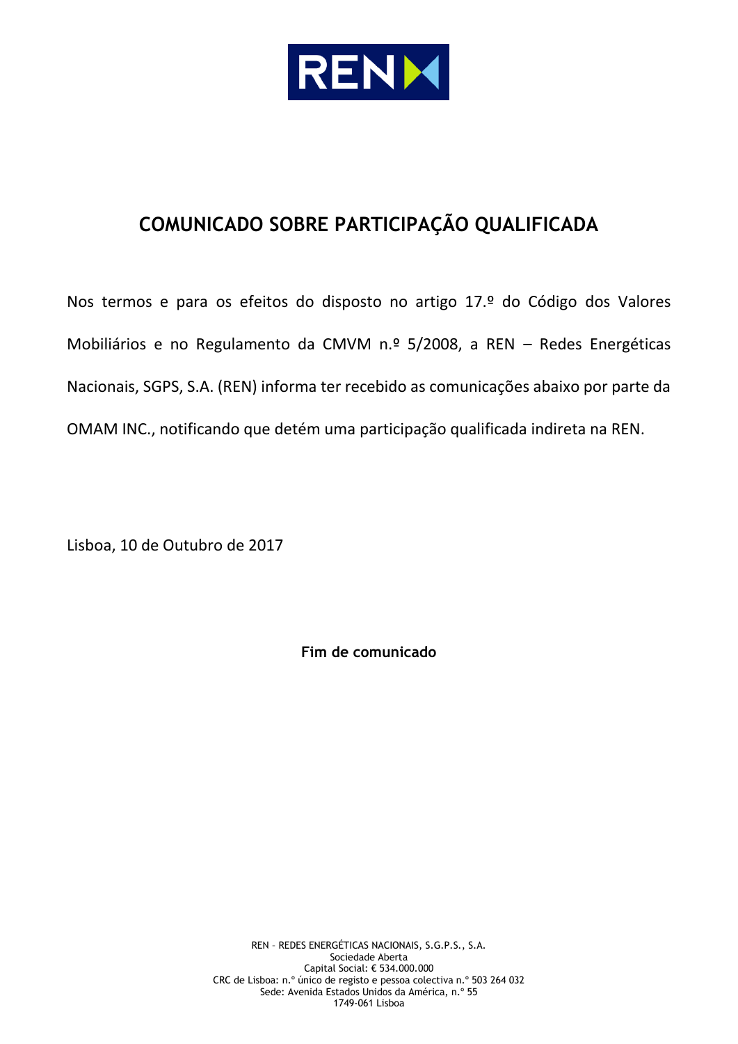# COMUNICADO SOBRE PARTICIPAÇÃO QUALIFICADA

Nos termos e para os efeitos do disposto no artigo 17.º do Código dos Valores Mobiliários e no Regulamento da CMVM n.º 5/2008, a REN – Redes Energéticas Nacionais, SGPS, S.A. (REN) informa ter recebido as comunicações abaixo por parte da OMAM INC., notificando que detém uma participação qualificada indireta na REN.

Lisboa, 10 de Outubro de 2017

**Fim de comunicado**

REN – REDES ENERGÉTICAS NACIONAIS, S.G.P.S., S.A.
Sociedade Aberta
Capital Social: € 534.000.000
CRC de Lisboa: n.º único de registo e pessoa colectiva n.º 503 264 032
Sede: Avenida Estados Unidos da América, n.º 55
1749-061 Lisboa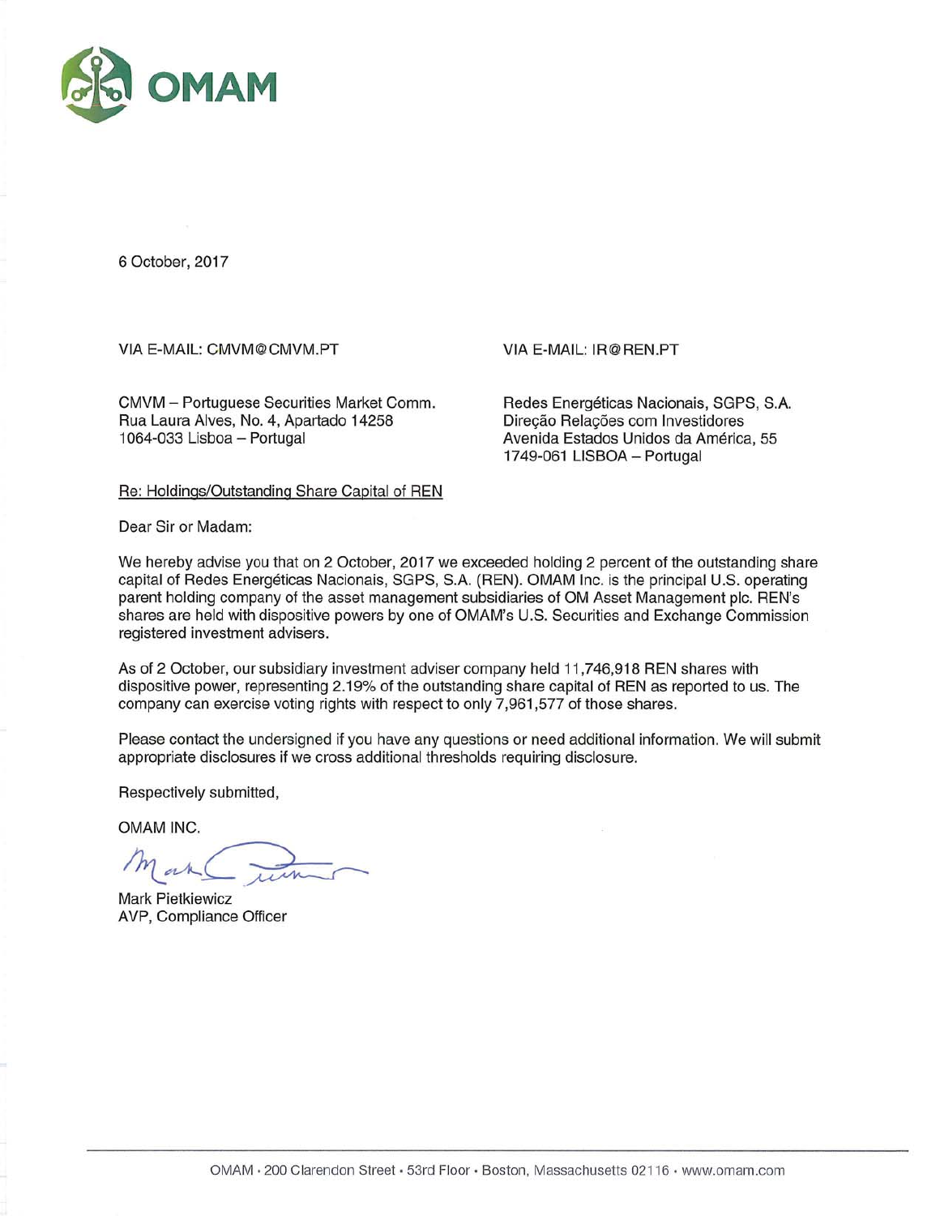OMAM

6 October, 2017

VIA E-MAIL: CMVM@CMVM.PT

CMVM – Portuguese Securities Market Comm.
Rua Laura Alves, No. 4, Apartado 14258
1064-033 Lisboa – Portugal

VIA E-MAIL: IR@REN.PT

Redes Energéticas Nacionais, SGPS, S.A.
Direção Relações com Investidores
Avenida Estados Unidos da América, 55
1749-061 LISBOA – Portugal

Re: Holdings/Outstanding Share Capital of REN

Dear Sir or Madam:

We hereby advise you that on 2 October, 2017 we exceeded holding 2 percent of the outstanding share capital of Redes Energéticas Nacionais, SGPS, S.A. (REN). OMAM Inc. is the principal U.S. operating parent holding company of the asset management subsidiaries of OM Asset Management plc. REN's shares are held with dispositive powers by one of OMAM's U.S. Securities and Exchange Commission registered investment advisers.

As of 2 October, our subsidiary investment adviser company held 11,746,918 REN shares with dispositive power, representing 2.19% of the outstanding share capital of REN as reported to us. The company can exercise voting rights with respect to only 7,961,577 of those shares.

Please contact the undersigned if you have any questions or need additional information. We will submit appropriate disclosures if we cross additional thresholds requiring disclosure.

Respectively submitted,

OMAM INC.

Mark Pietkiewicz
AVP, Compliance Officer

OMAM • 200 Clarendon Street • 53rd Floor • Boston, Massachusetts 02116 • www.omam.com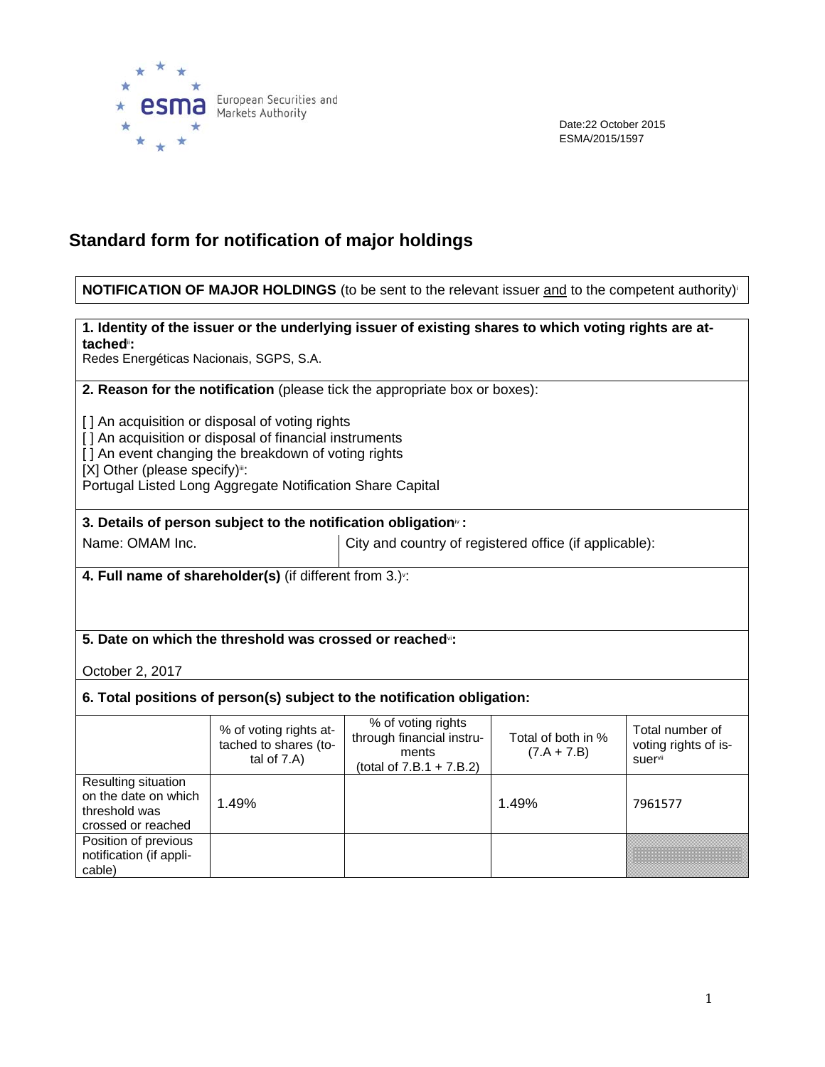Date:22 October 2015
ESMA/2015/1597

# Standard form for notification of major holdings

**NOTIFICATION OF MAJOR HOLDINGS** (to be sent to the relevant issuer and to the competent authority)[i]

**1. Identity of the issuer or the underlying issuer of existing shares to which voting rights are attached[ii]:**
Redes Energéticas Nacionais, SGPS, S.A.

**2. Reason for the notification** (please tick the appropriate box or boxes):

[ ] An acquisition or disposal of voting rights
[ ] An acquisition or disposal of financial instruments
[ ] An event changing the breakdown of voting rights
[X] Other (please specify)[iii]:
Portugal Listed Long Aggregate Notification Share Capital

**3. Details of person subject to the notification obligation[iv] :**

| Name: OMAM Inc. | City and country of registered office (if applicable): |
|---|---|

**4. Full name of shareholder(s)** (if different from 3.)[v]:

**5. Date on which the threshold was crossed or reached[vi]:**

October 2, 2017

**6. Total positions of person(s) subject to the notification obligation:**

| | % of voting rights attached to shares (total of 7.A) | % of voting rights through financial instruments (total of 7.B.1 + 7.B.2) | Total of both in % (7.A + 7.B) | Total number of voting rights of issuer[vii] |
|---|---|---|---|---|
| Resulting situation on the date on which threshold was crossed or reached | 1.49% | | 1.49% | 7961577 |
| Position of previous notification (if applicable) | | | | |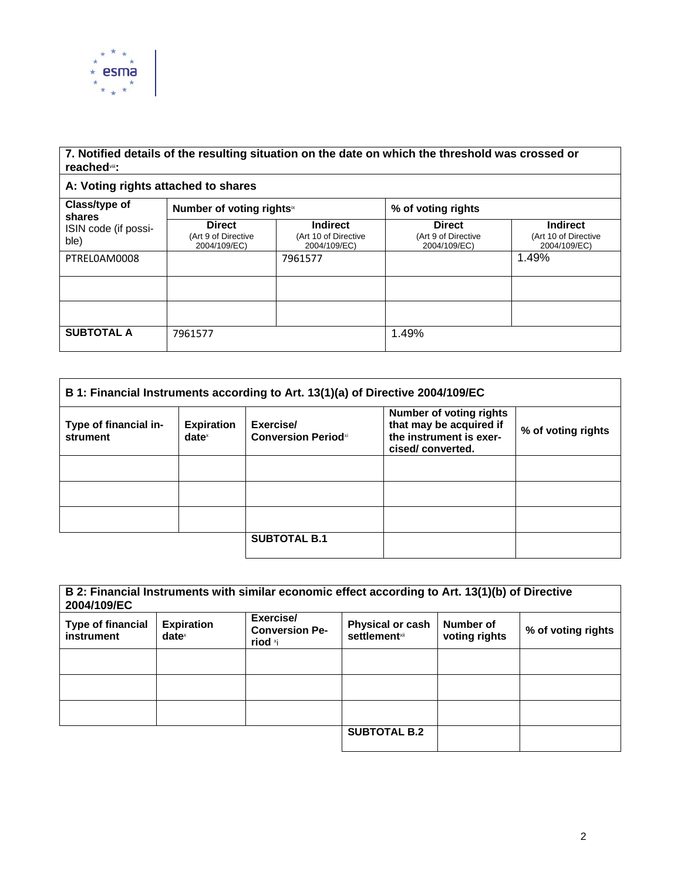**7. Notified details of the resulting situation on the date on which the threshold was crossed or reached[viii]:**

**A: Voting rights attached to shares**

| Class/type of shares<br>ISIN code (if possible) | Number of voting rights[ix] | | % of voting rights | |
|---|---|---|---|---|
| | **Direct**<br>(Art 9 of Directive 2004/109/EC) | **Indirect**<br>(Art 10 of Directive 2004/109/EC) | **Direct**<br>(Art 9 of Directive 2004/109/EC) | **Indirect**<br>(Art 10 of Directive 2004/109/EC) |
| PTREL0AM0008 | | 7961577 | | 1.49% |
| | | | | |
| | | | | |
| **SUBTOTAL A** | 7961577 | | 1.49% | |

**B 1: Financial Instruments according to Art. 13(1)(a) of Directive 2004/109/EC**

| Type of financial instrument | Expiration date[x] | Exercise/ Conversion Period[xi] | Number of voting rights that may be acquired if the instrument is exercised/ converted. | % of voting rights |
|---|---|---|---|---|
| | | | | |
| | | | | |
| | | | | |
| | | **SUBTOTAL B.1** | | |

**B 2: Financial Instruments with similar economic effect according to Art. 13(1)(b) of Directive 2004/109/EC**

| Type of financial instrument | Expiration date[x] | Exercise/ Conversion Period [xi] | Physical or cash settlement[xii] | Number of voting rights | % of voting rights |
|---|---|---|---|---|---|
| | | | | | |
| | | | | | |
| | | | | | |
| | | | **SUBTOTAL B.2** | | |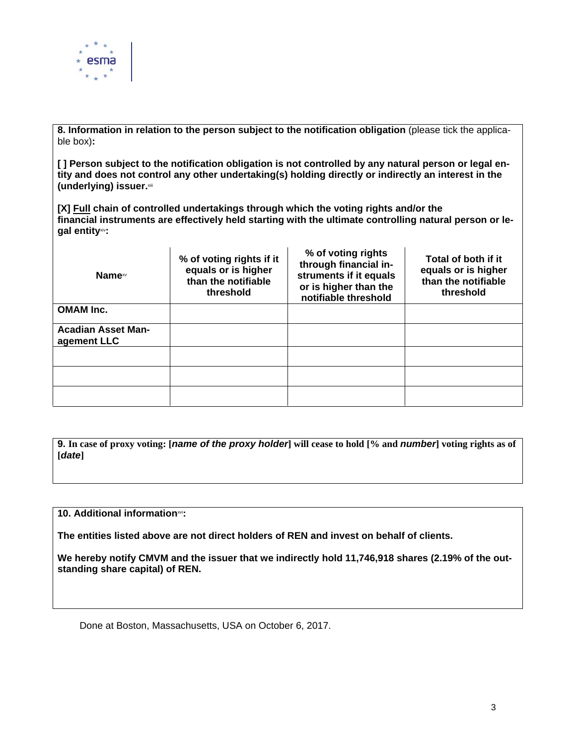**8. Information in relation to the person subject to the notification obligation** (please tick the applicable box)**:**

**[ ] Person subject to the notification obligation is not controlled by any natural person or legal entity and does not control any other undertaking(s) holding directly or indirectly an interest in the (underlying) issuer.**[xiii]

**[X] <u>Full</u> chain of controlled undertakings through which the voting rights and/or the financial instruments are effectively held starting with the ultimate controlling natural person or legal entity**[xiv]**:**

| **Name**[xv] | **% of voting rights if it equals or is higher than the notifiable threshold** | **% of voting rights through financial instruments if it equals or is higher than the notifiable threshold** | **Total of both if it equals or is higher than the notifiable threshold** |
|---|---|---|---|
| **OMAM Inc.** | | | |
| **Acadian Asset Management LLC** | | | |
| | | | |
| | | | |
| | | | |

**9. In case of proxy voting: [*name of the proxy holder*] will cease to hold [% and *number*] voting rights as of [*date*]**

**10. Additional information**[xvi]**:**

**The entities listed above are not direct holders of REN and invest on behalf of clients.**

**We hereby notify CMVM and the issuer that we indirectly hold 11,746,918 shares (2.19% of the outstanding share capital) of REN.**

Done at Boston, Massachusetts, USA on October 6, 2017.